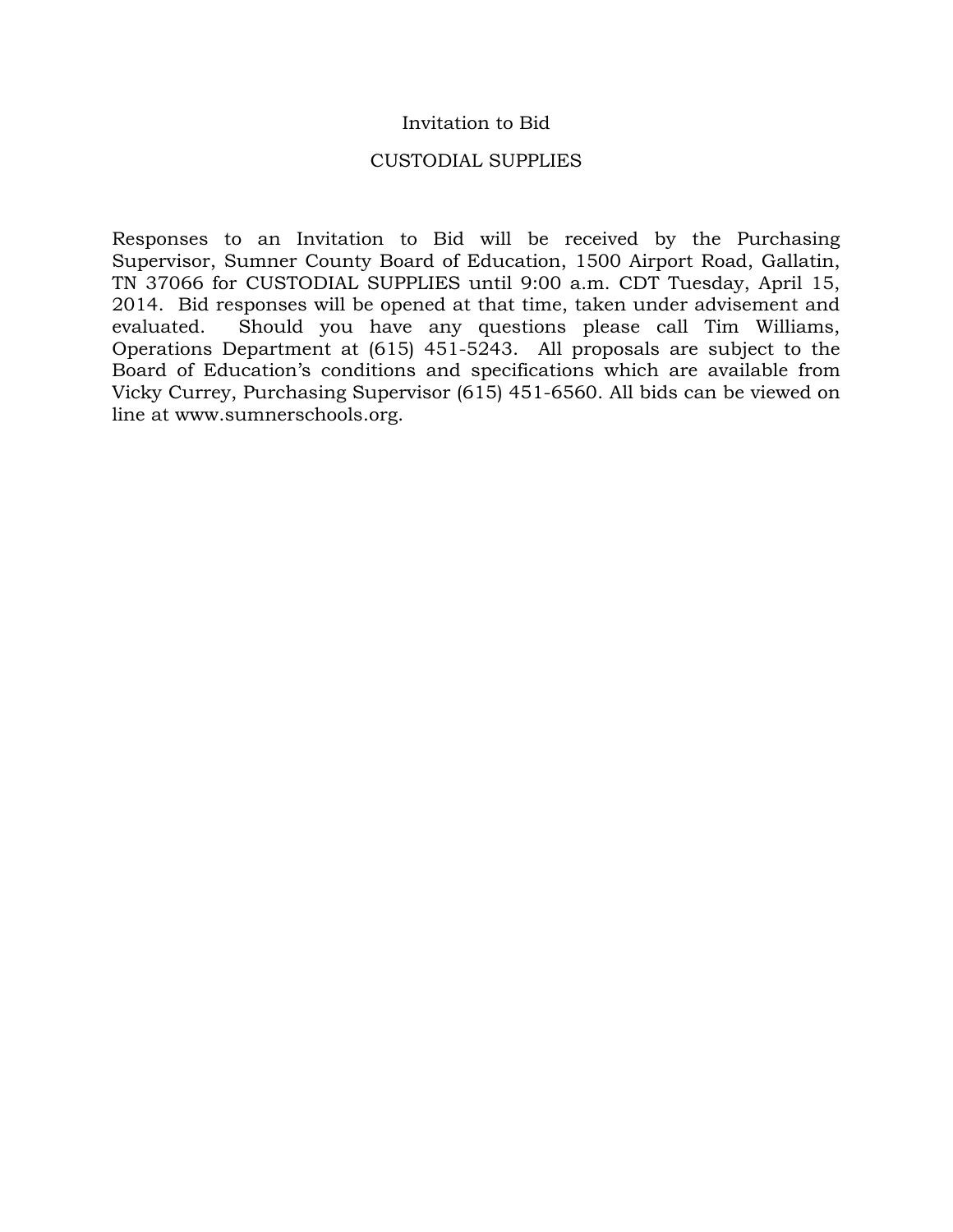# Invitation to Bid

## CUSTODIAL SUPPLIES

Responses to an Invitation to Bid will be received by the Purchasing Supervisor, Sumner County Board of Education, 1500 Airport Road, Gallatin, TN 37066 for CUSTODIAL SUPPLIES until 9:00 a.m. CDT Tuesday, April 15, 2014. Bid responses will be opened at that time, taken under advisement and evaluated. Should you have any questions please call Tim Williams, Operations Department at (615) 451-5243. All proposals are subject to the Board of Education's conditions and specifications which are available from Vicky Currey, Purchasing Supervisor (615) 451-6560. All bids can be viewed on line at www.sumnerschools.org.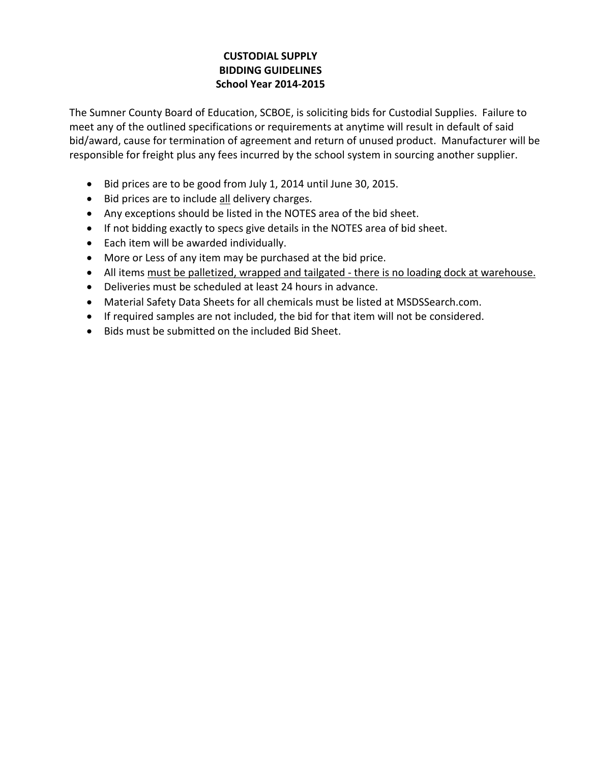**CUSTODIAL SUPPLY**
**BIDDING GUIDELINES**
**School Year 2014-2015**

The Sumner County Board of Education, SCBOE, is soliciting bids for Custodial Supplies. Failure to meet any of the outlined specifications or requirements at anytime will result in default of said bid/award, cause for termination of agreement and return of unused product. Manufacturer will be responsible for freight plus any fees incurred by the school system in sourcing another supplier.

- Bid prices are to be good from July 1, 2014 until June 30, 2015.
- Bid prices are to include <u>all</u> delivery charges.
- Any exceptions should be listed in the NOTES area of the bid sheet.
- If not bidding exactly to specs give details in the NOTES area of bid sheet.
- Each item will be awarded individually.
- More or Less of any item may be purchased at the bid price.
- All items <u>must be palletized, wrapped and tailgated - there is no loading dock at warehouse.</u>
- Deliveries must be scheduled at least 24 hours in advance.
- Material Safety Data Sheets for all chemicals must be listed at MSDSSearch.com.
- If required samples are not included, the bid for that item will not be considered.
- Bids must be submitted on the included Bid Sheet.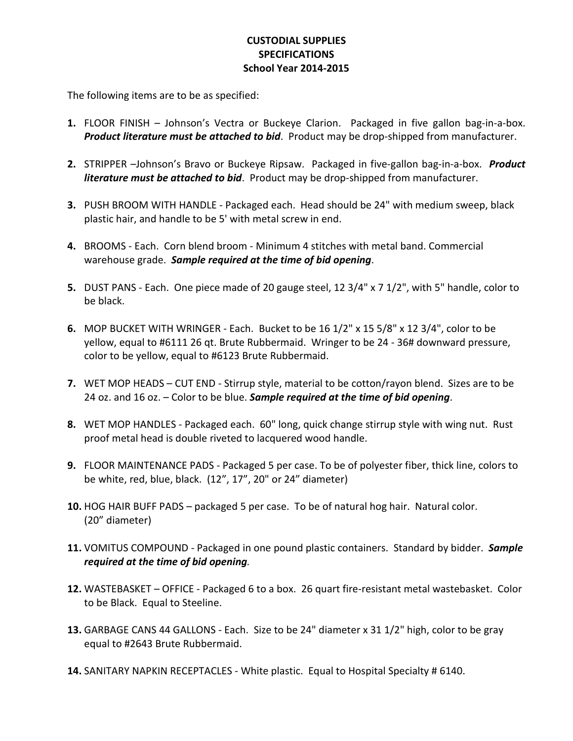**CUSTODIAL SUPPLIES**
**SPECIFICATIONS**
**School Year 2014-2015**

The following items are to be as specified:

1. FLOOR FINISH – Johnson's Vectra or Buckeye Clarion. Packaged in five gallon bag-in-a-box. ***Product literature must be attached to bid***. Product may be drop-shipped from manufacturer.

2. STRIPPER –Johnson's Bravo or Buckeye Ripsaw. Packaged in five-gallon bag-in-a-box. ***Product literature must be attached to bid***. Product may be drop-shipped from manufacturer.

3. PUSH BROOM WITH HANDLE - Packaged each. Head should be 24" with medium sweep, black plastic hair, and handle to be 5' with metal screw in end.

4. BROOMS - Each. Corn blend broom - Minimum 4 stitches with metal band. Commercial warehouse grade. ***Sample required at the time of bid opening***.

5. DUST PANS - Each. One piece made of 20 gauge steel, 12 3/4" x 7 1/2", with 5" handle, color to be black.

6. MOP BUCKET WITH WRINGER - Each. Bucket to be 16 1/2" x 15 5/8" x 12 3/4", color to be yellow, equal to #6111 26 qt. Brute Rubbermaid. Wringer to be 24 - 36# downward pressure, color to be yellow, equal to #6123 Brute Rubbermaid.

7. WET MOP HEADS – CUT END - Stirrup style, material to be cotton/rayon blend. Sizes are to be 24 oz. and 16 oz. – Color to be blue. ***Sample required at the time of bid opening***.

8. WET MOP HANDLES - Packaged each. 60" long, quick change stirrup style with wing nut. Rust proof metal head is double riveted to lacquered wood handle.

9. FLOOR MAINTENANCE PADS - Packaged 5 per case. To be of polyester fiber, thick line, colors to be white, red, blue, black. (12", 17", 20" or 24" diameter)

10. HOG HAIR BUFF PADS – packaged 5 per case. To be of natural hog hair. Natural color. (20" diameter)

11. VOMITUS COMPOUND - Packaged in one pound plastic containers. Standard by bidder. ***Sample required at the time of bid opening***.

12. WASTEBASKET – OFFICE - Packaged 6 to a box. 26 quart fire-resistant metal wastebasket. Color to be Black. Equal to Steeline.

13. GARBAGE CANS 44 GALLONS - Each. Size to be 24" diameter x 31 1/2" high, color to be gray equal to #2643 Brute Rubbermaid.

14. SANITARY NAPKIN RECEPTACLES - White plastic. Equal to Hospital Specialty # 6140.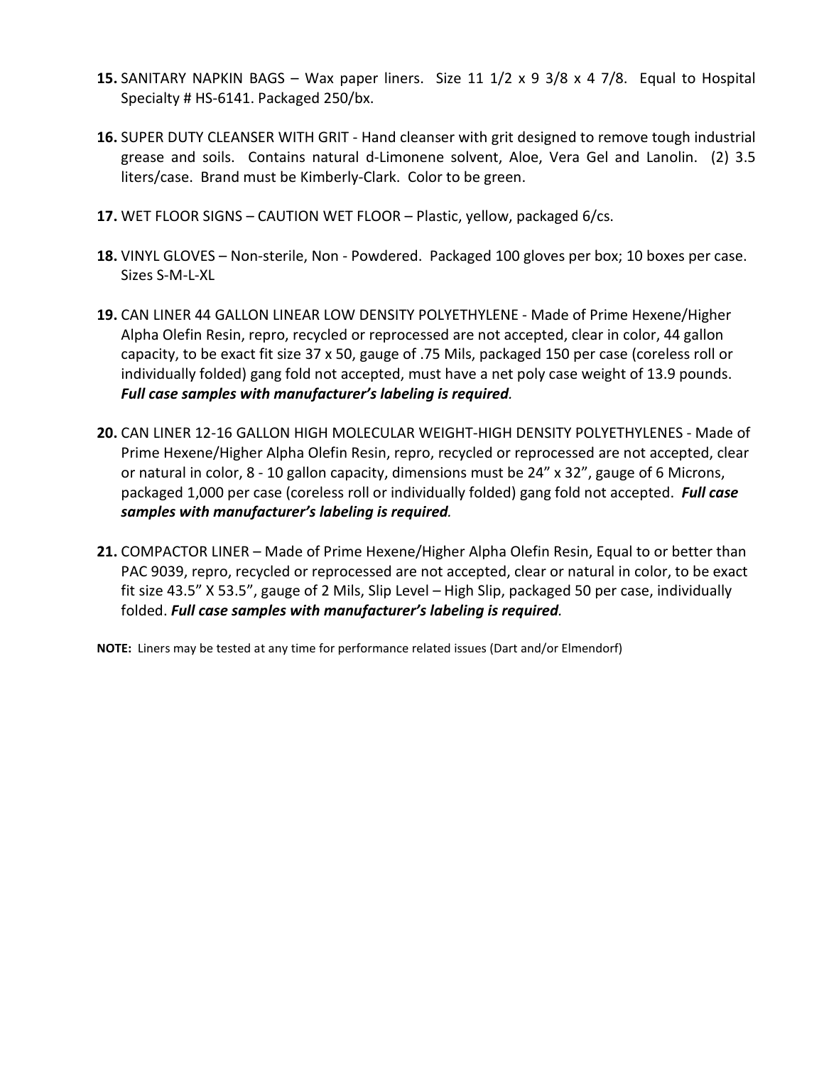15. **SANITARY NAPKIN BAGS** – Wax paper liners. Size 11 1/2 x 9 3/8 x 4 7/8. Equal to Hospital Specialty # HS-6141. Packaged 250/bx.

16. SUPER DUTY CLEANSER WITH GRIT - Hand cleanser with grit designed to remove tough industrial grease and soils. Contains natural d-Limonene solvent, Aloe, Vera Gel and Lanolin. (2) 3.5 liters/case. Brand must be Kimberly-Clark. Color to be green.

17. WET FLOOR SIGNS – CAUTION WET FLOOR – Plastic, yellow, packaged 6/cs.

18. VINYL GLOVES – Non-sterile, Non - Powdered. Packaged 100 gloves per box; 10 boxes per case. Sizes S-M-L-XL

19. CAN LINER 44 GALLON LINEAR LOW DENSITY POLYETHYLENE - Made of Prime Hexene/Higher Alpha Olefin Resin, repro, recycled or reprocessed are not accepted, clear in color, 44 gallon capacity, to be exact fit size 37 x 50, gauge of .75 Mils, packaged 150 per case (coreless roll or individually folded) gang fold not accepted, must have a net poly case weight of 13.9 pounds. ***Full case samples with manufacturer's labeling is required.***

20. CAN LINER 12-16 GALLON HIGH MOLECULAR WEIGHT-HIGH DENSITY POLYETHYLENES - Made of Prime Hexene/Higher Alpha Olefin Resin, repro, recycled or reprocessed are not accepted, clear or natural in color, 8 - 10 gallon capacity, dimensions must be 24" x 32", gauge of 6 Microns, packaged 1,000 per case (coreless roll or individually folded) gang fold not accepted. ***Full case samples with manufacturer's labeling is required.***

21. COMPACTOR LINER – Made of Prime Hexene/Higher Alpha Olefin Resin, Equal to or better than PAC 9039, repro, recycled or reprocessed are not accepted, clear or natural in color, to be exact fit size 43.5" X 53.5", gauge of 2 Mils, Slip Level – High Slip, packaged 50 per case, individually folded. ***Full case samples with manufacturer's labeling is required.***

**NOTE:** Liners may be tested at any time for performance related issues (Dart and/or Elmendorf)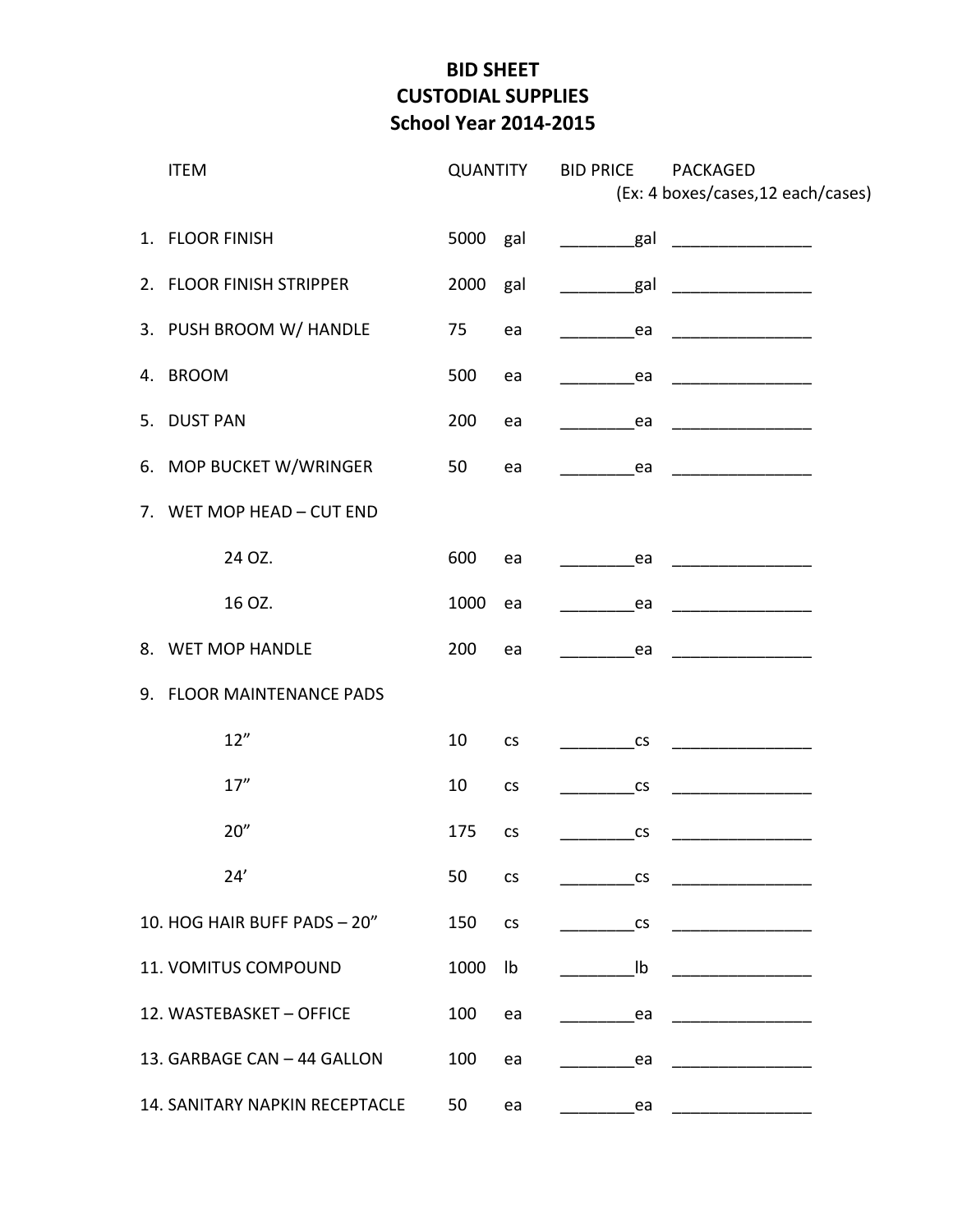# BID SHEET
# CUSTODIAL SUPPLIES
# School Year 2014-2015

| ITEM | QUANTITY | | BID PRICE | PACKAGED (Ex: 4 boxes/cases,12 each/cases) |
|---|---|---|---|---|
| 1. FLOOR FINISH | 5000 | gal | ________gal | _______________ |
| 2. FLOOR FINISH STRIPPER | 2000 | gal | ________gal | _______________ |
| 3. PUSH BROOM W/ HANDLE | 75 | ea | ________ea | _______________ |
| 4. BROOM | 500 | ea | ________ea | _______________ |
| 5. DUST PAN | 200 | ea | ________ea | _______________ |
| 6. MOP BUCKET W/WRINGER | 50 | ea | ________ea | _______________ |
| 7. WET MOP HEAD – CUT END | | | | |
| 24 OZ. | 600 | ea | ________ea | _______________ |
| 16 OZ. | 1000 | ea | ________ea | _______________ |
| 8. WET MOP HANDLE | 200 | ea | ________ea | _______________ |
| 9. FLOOR MAINTENANCE PADS | | | | |
| 12” | 10 | cs | ________cs | _______________ |
| 17” | 10 | cs | ________cs | _______________ |
| 20” | 175 | cs | ________cs | _______________ |
| 24’ | 50 | cs | ________cs | _______________ |
| 10. HOG HAIR BUFF PADS – 20” | 150 | cs | ________cs | _______________ |
| 11. VOMITUS COMPOUND | 1000 | lb | ________lb | _______________ |
| 12. WASTEBASKET – OFFICE | 100 | ea | ________ea | _______________ |
| 13. GARBAGE CAN – 44 GALLON | 100 | ea | ________ea | _______________ |
| 14. SANITARY NAPKIN RECEPTACLE | 50 | ea | ________ea | _______________ |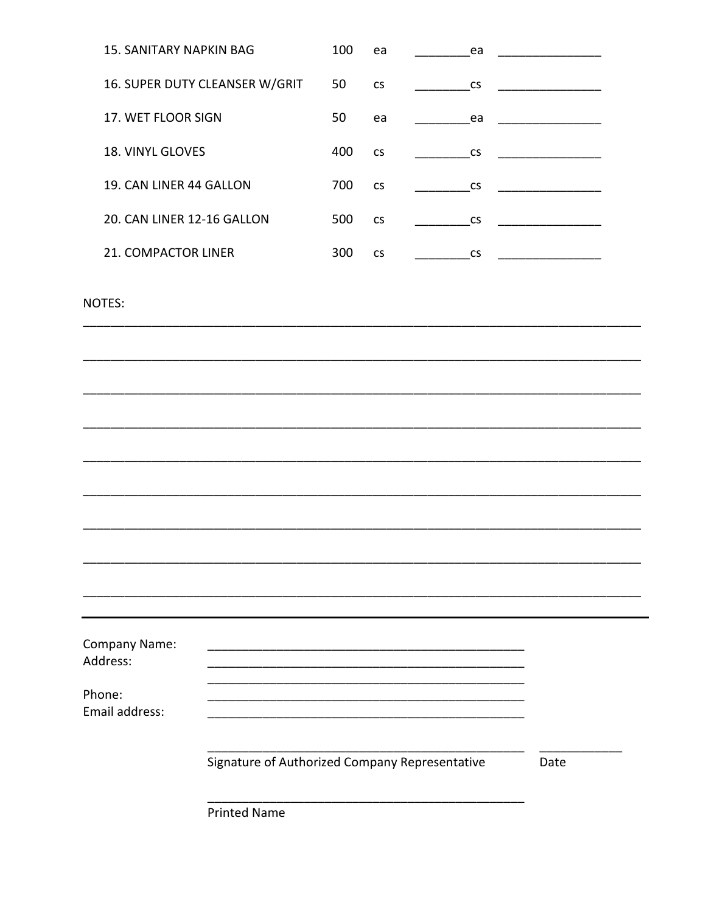| | | | | |
|---|---|---|---|---|
| 15. SANITARY NAPKIN BAG | 100 | ea | ________ea | _______________ |
| 16. SUPER DUTY CLEANSER W/GRIT | 50 | cs | ________cs | _______________ |
| 17. WET FLOOR SIGN | 50 | ea | ________ea | _______________ |
| 18. VINYL GLOVES | 400 | cs | ________cs | _______________ |
| 19. CAN LINER 44 GALLON | 700 | cs | ________cs | _______________ |
| 20. CAN LINER 12-16 GALLON | 500 | cs | ________cs | _______________ |
| 21. COMPACTOR LINER | 300 | cs | ________cs | _______________ |

NOTES:

_________________________________________________________________________________

_________________________________________________________________________________

_________________________________________________________________________________

_________________________________________________________________________________

_________________________________________________________________________________

_________________________________________________________________________________

_________________________________________________________________________________

_________________________________________________________________________________

_________________________________________________________________________________

---

Company Name: _______________________________________________

Address: _______________________________________________

_______________________________________________

Phone: _______________________________________________

Email address: _______________________________________________

_______________________________________________ ____________

Signature of Authorized Company Representative Date

_______________________________________________

Printed Name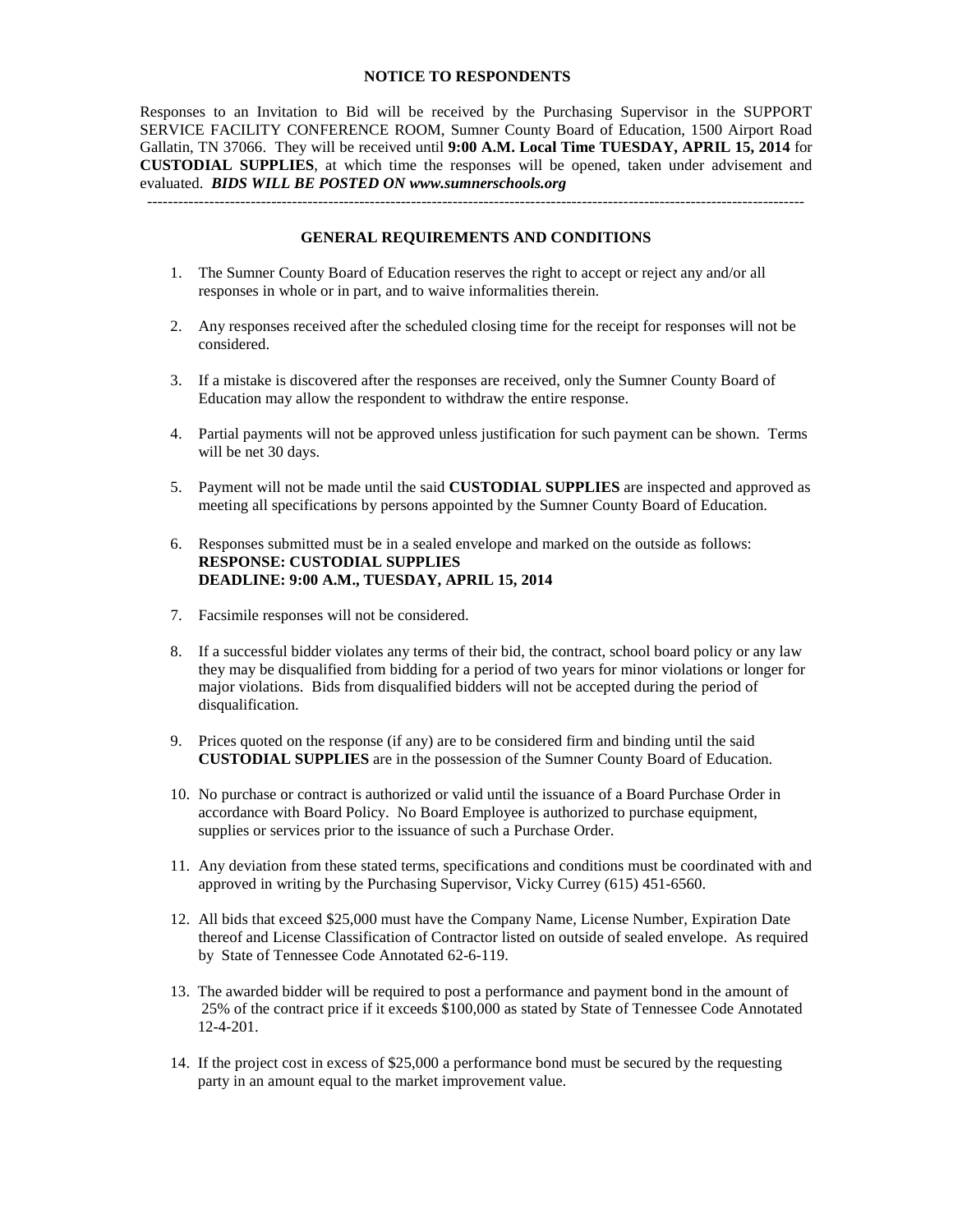## NOTICE TO RESPONDENTS

Responses to an Invitation to Bid will be received by the Purchasing Supervisor in the SUPPORT SERVICE FACILITY CONFERENCE ROOM, Sumner County Board of Education, 1500 Airport Road Gallatin, TN 37066. They will be received until **9:00 A.M. Local Time TUESDAY, APRIL 15, 2014** for **CUSTODIAL SUPPLIES**, at which time the responses will be opened, taken under advisement and evaluated. ***BIDS WILL BE POSTED ON www.sumnerschools.org***

---

## GENERAL REQUIREMENTS AND CONDITIONS

1. The Sumner County Board of Education reserves the right to accept or reject any and/or all responses in whole or in part, and to waive informalities therein.

2. Any responses received after the scheduled closing time for the receipt for responses will not be considered.

3. If a mistake is discovered after the responses are received, only the Sumner County Board of Education may allow the respondent to withdraw the entire response.

4. Partial payments will not be approved unless justification for such payment can be shown. Terms will be net 30 days.

5. Payment will not be made until the said **CUSTODIAL SUPPLIES** are inspected and approved as meeting all specifications by persons appointed by the Sumner County Board of Education.

6. Responses submitted must be in a sealed envelope and marked on the outside as follows:
   **RESPONSE: CUSTODIAL SUPPLIES**
   **DEADLINE: 9:00 A.M., TUESDAY, APRIL 15, 2014**

7. Facsimile responses will not be considered.

8. If a successful bidder violates any terms of their bid, the contract, school board policy or any law they may be disqualified from bidding for a period of two years for minor violations or longer for major violations. Bids from disqualified bidders will not be accepted during the period of disqualification.

9. Prices quoted on the response (if any) are to be considered firm and binding until the said **CUSTODIAL SUPPLIES** are in the possession of the Sumner County Board of Education.

10. No purchase or contract is authorized or valid until the issuance of a Board Purchase Order in accordance with Board Policy. No Board Employee is authorized to purchase equipment, supplies or services prior to the issuance of such a Purchase Order.

11. Any deviation from these stated terms, specifications and conditions must be coordinated with and approved in writing by the Purchasing Supervisor, Vicky Currey (615) 451-6560.

12. All bids that exceed $25,000 must have the Company Name, License Number, Expiration Date thereof and License Classification of Contractor listed on outside of sealed envelope. As required by State of Tennessee Code Annotated 62-6-119.

13. The awarded bidder will be required to post a performance and payment bond in the amount of 25% of the contract price if it exceeds $100,000 as stated by State of Tennessee Code Annotated 12-4-201.

14. If the project cost in excess of $25,000 a performance bond must be secured by the requesting party in an amount equal to the market improvement value.